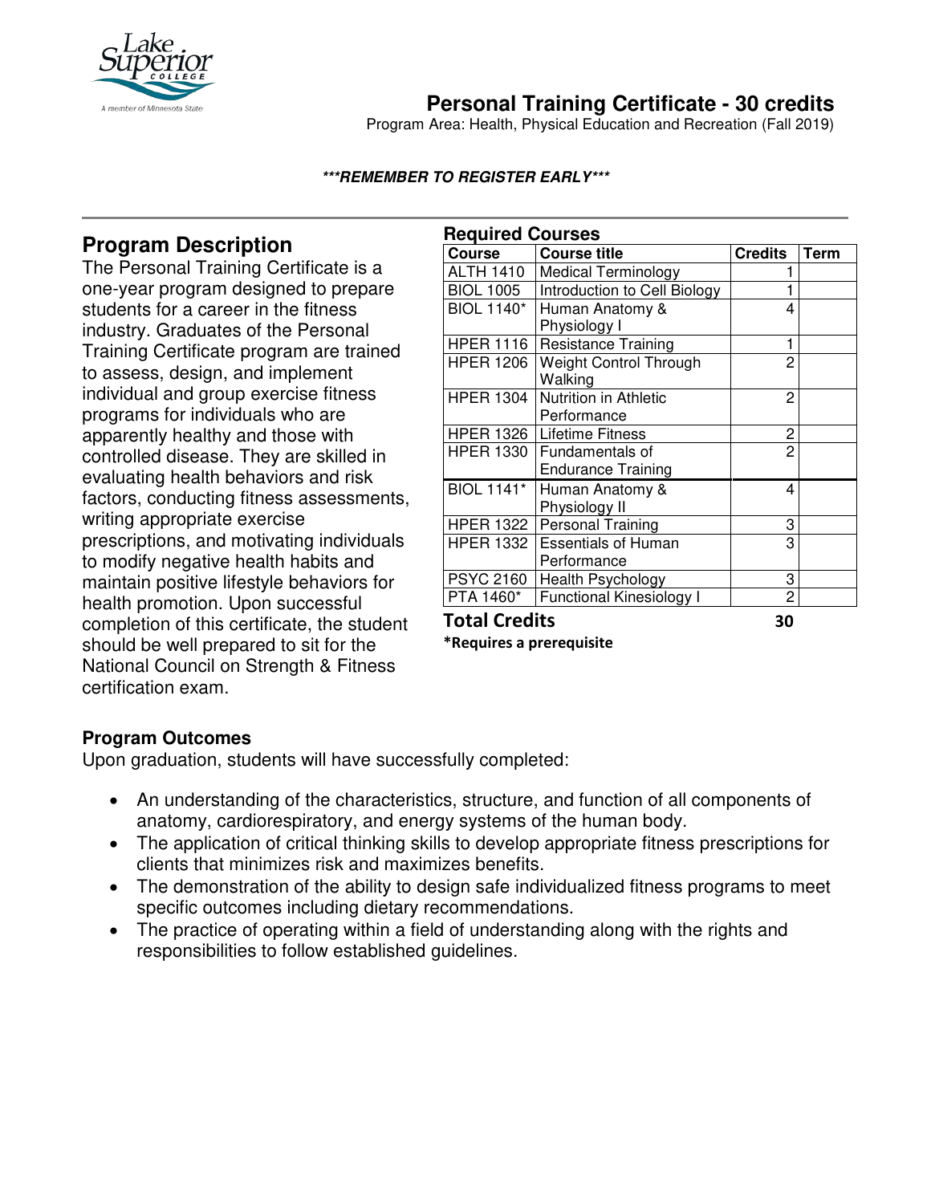# Personal Training Certificate - 30 credits

Program Area: Health, Physical Education and Recreation (Fall 2019)

***REMEMBER TO REGISTER EARLY***

## Program Description

The Personal Training Certificate is a one-year program designed to prepare students for a career in the fitness industry. Graduates of the Personal Training Certificate program are trained to assess, design, and implement individual and group exercise fitness programs for individuals who are apparently healthy and those with controlled disease. They are skilled in evaluating health behaviors and risk factors, conducting fitness assessments, writing appropriate exercise prescriptions, and motivating individuals to modify negative health habits and maintain positive lifestyle behaviors for health promotion. Upon successful completion of this certificate, the student should be well prepared to sit for the National Council on Strength & Fitness certification exam.

## Required Courses

| Course | Course title | Credits | Term |
|---|---|---|---|
| ALTH 1410 | Medical Terminology | 1 | |
| BIOL 1005 | Introduction to Cell Biology | 1 | |
| BIOL 1140* | Human Anatomy & Physiology I | 4 | |
| HPER 1116 | Resistance Training | 1 | |
| HPER 1206 | Weight Control Through Walking | 2 | |
| HPER 1304 | Nutrition in Athletic Performance | 2 | |
| HPER 1326 | Lifetime Fitness | 2 | |
| HPER 1330 | Fundamentals of Endurance Training | 2 | |
| BIOL 1141* | Human Anatomy & Physiology II | 4 | |
| HPER 1322 | Personal Training | 3 | |
| HPER 1332 | Essentials of Human Performance | 3 | |
| PSYC 2160 | Health Psychology | 3 | |
| PTA 1460* | Functional Kinesiology I | 2 | |
| **Total Credits** | | **30** | |

***Requires a prerequisite**

### Program Outcomes

Upon graduation, students will have successfully completed:

- An understanding of the characteristics, structure, and function of all components of anatomy, cardiorespiratory, and energy systems of the human body.
- The application of critical thinking skills to develop appropriate fitness prescriptions for clients that minimizes risk and maximizes benefits.
- The demonstration of the ability to design safe individualized fitness programs to meet specific outcomes including dietary recommendations.
- The practice of operating within a field of understanding along with the rights and responsibilities to follow established guidelines.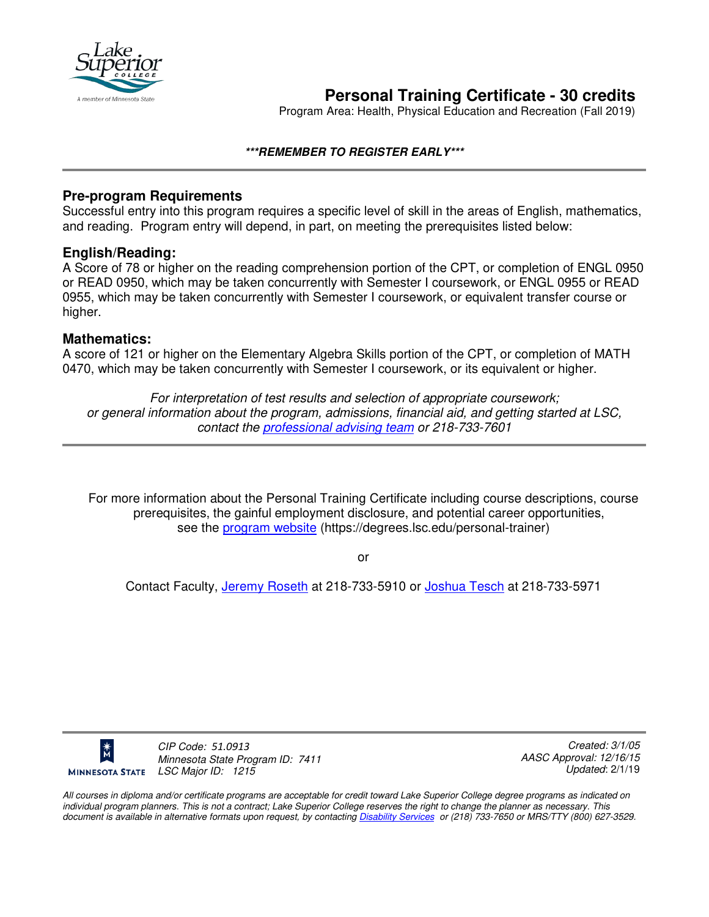# Personal Training Certificate - 30 credits

Program Area: Health, Physical Education and Recreation (Fall 2019)

***\*\*\*REMEMBER TO REGISTER EARLY\*\*\****

## Pre-program Requirements

Successful entry into this program requires a specific level of skill in the areas of English, mathematics, and reading. Program entry will depend, in part, on meeting the prerequisites listed below:

### English/Reading:

A Score of 78 or higher on the reading comprehension portion of the CPT, or completion of ENGL 0950 or READ 0950, which may be taken concurrently with Semester I coursework, or ENGL 0955 or READ 0955, which may be taken concurrently with Semester I coursework, or equivalent transfer course or higher.

### Mathematics:

A score of 121 or higher on the Elementary Algebra Skills portion of the CPT, or completion of MATH 0470, which may be taken concurrently with Semester I coursework, or its equivalent or higher.

*For interpretation of test results and selection of appropriate coursework; or general information about the program, admissions, financial aid, and getting started at LSC, contact the professional advising team or 218-733-7601*

For more information about the Personal Training Certificate including course descriptions, course prerequisites, the gainful employment disclosure, and potential career opportunities, see the program website (https://degrees.lsc.edu/personal-trainer)

or

Contact Faculty, Jeremy Roseth at 218-733-5910 or Joshua Tesch at 218-733-5971

*CIP Code: 51.0913*
*Minnesota State Program ID: 7411*
*LSC Major ID: 1215*

*Created: 3/1/05*
*AASC Approval: 12/16/15*
*Updated: 2/1/19*

*All courses in diploma and/or certificate programs are acceptable for credit toward Lake Superior College degree programs as indicated on individual program planners. This is not a contract; Lake Superior College reserves the right to change the planner as necessary. This document is available in alternative formats upon request, by contacting Disability Services or (218) 733-7650 or MRS/TTY (800) 627-3529.*